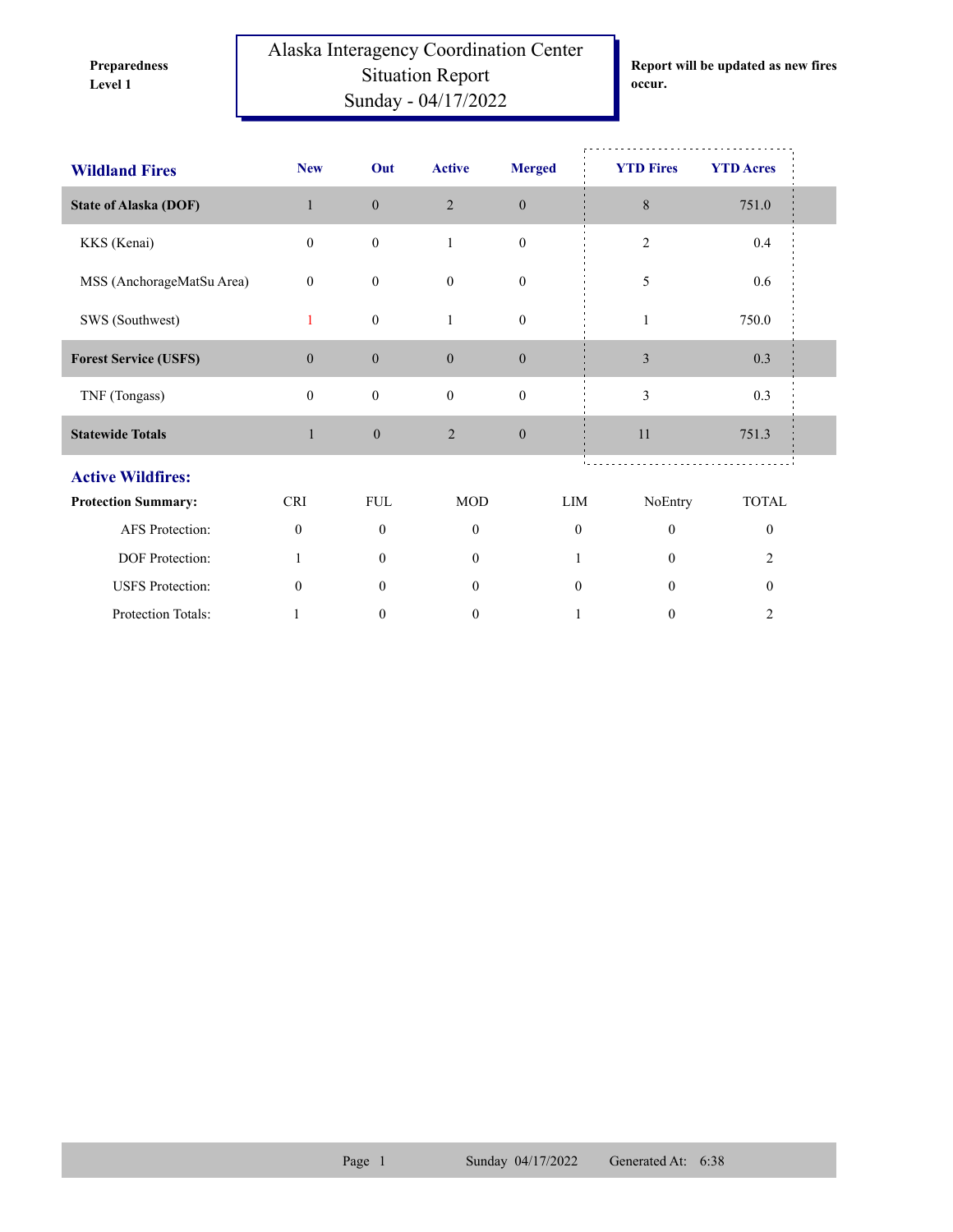**Preparedness Level 1**

# Alaska Interagency Coordination Center
## Situation Report
## Sunday - 04/17/2022

**Report will be updated as new fires occur.**

| **Wildland Fires** | **New** | **Out** | **Active** | **Merged** | **YTD Fires** | **YTD Acres** |
|---|---|---|---|---|---|---|
| **State of Alaska (DOF)** | 1 | 0 | 2 | 0 | 8 | 751.0 |
| KKS (Kenai) | 0 | 0 | 1 | 0 | 2 | 0.4 |
| MSS (AnchorageMatSu Area) | 0 | 0 | 0 | 0 | 5 | 0.6 |
| SWS (Southwest) | 1 | 0 | 1 | 0 | 1 | 750.0 |
| **Forest Service (USFS)** | 0 | 0 | 0 | 0 | 3 | 0.3 |
| TNF (Tongass) | 0 | 0 | 0 | 0 | 3 | 0.3 |
| **Statewide Totals** | 1 | 0 | 2 | 0 | 11 | 751.3 |

## Active Wildfires:

| **Protection Summary:** | CRI | FUL | MOD | LIM | NoEntry | TOTAL |
|---|---|---|---|---|---|---|
| AFS Protection: | 0 | 0 | 0 | 0 | 0 | 0 |
| DOF Protection: | 1 | 0 | 0 | 1 | 0 | 2 |
| USFS Protection: | 0 | 0 | 0 | 0 | 0 | 0 |
| Protection Totals: | 1 | 0 | 0 | 1 | 0 | 2 |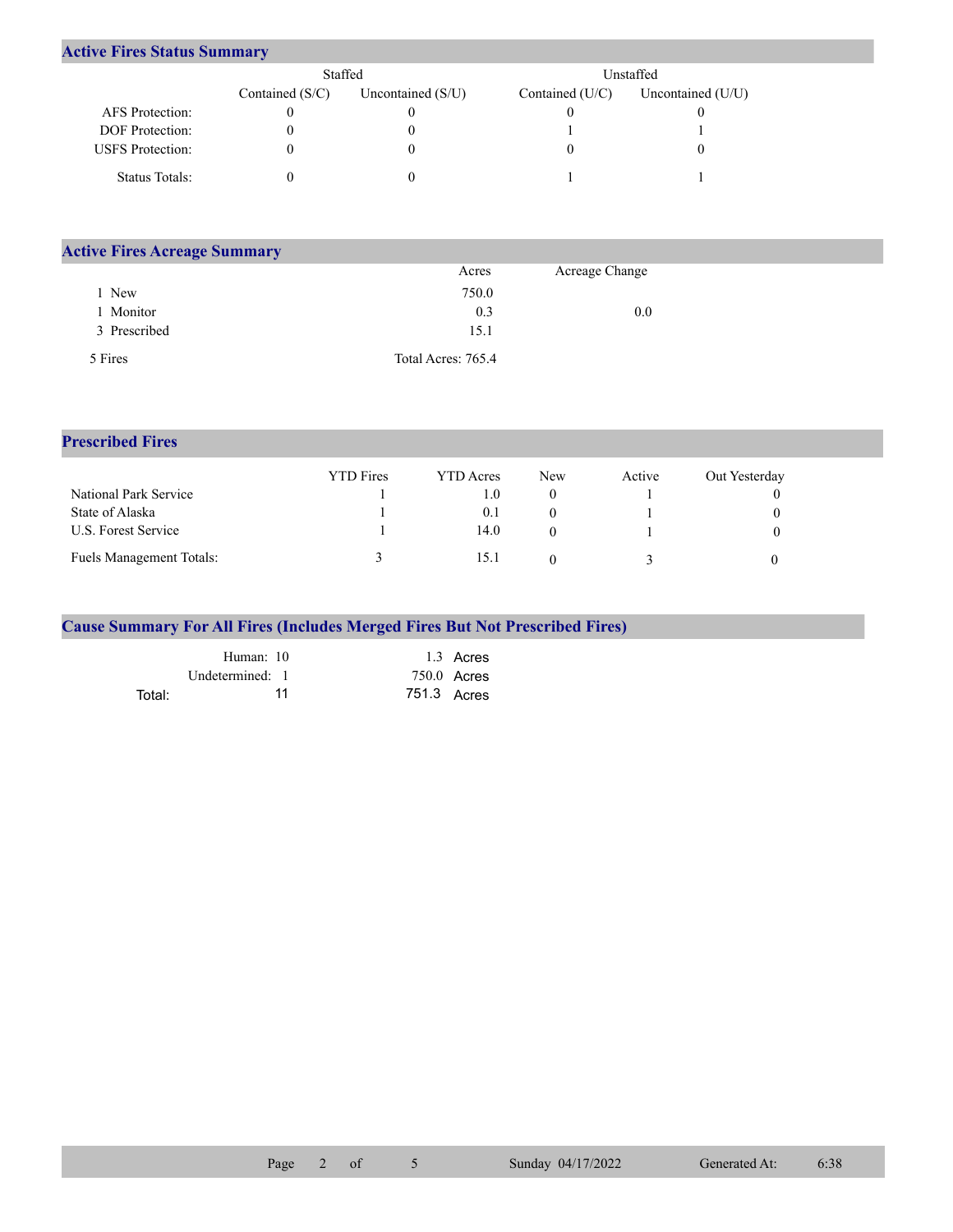## Active Fires Status Summary

| | Staffed | | Unstaffed | |
|---|---|---|---|---|
| | Contained (S/C) | Uncontained (S/U) | Contained (U/C) | Uncontained (U/U) |
| AFS Protection: | 0 | 0 | 0 | 0 |
| DOF Protection: | 0 | 0 | 1 | 1 |
| USFS Protection: | 0 | 0 | 0 | 0 |
| Status Totals: | 0 | 0 | 1 | 1 |

## Active Fires Acreage Summary

| | Acres | Acreage Change |
|---|---|---|
| 1 New | 750.0 | |
| 1 Monitor | 0.3 | 0.0 |
| 3 Prescribed | 15.1 | |
| 5 Fires | Total Acres: 765.4 | |

## Prescribed Fires

| | YTD Fires | YTD Acres | New | Active | Out Yesterday |
|---|---|---|---|---|---|
| National Park Service | 1 | 1.0 | 0 | 1 | 0 |
| State of Alaska | 1 | 0.1 | 0 | 1 | 0 |
| U.S. Forest Service | 1 | 14.0 | 0 | 1 | 0 |
| Fuels Management Totals: | 3 | 15.1 | 0 | 3 | 0 |

## Cause Summary For All Fires (Includes Merged Fires But Not Prescribed Fires)

| | Fires | Acres |
|---|---|---|
| Human: | 10 | 1.3 Acres |
| Undetermined: | 1 | 750.0 Acres |
| Total: | 11 | 751.3 Acres |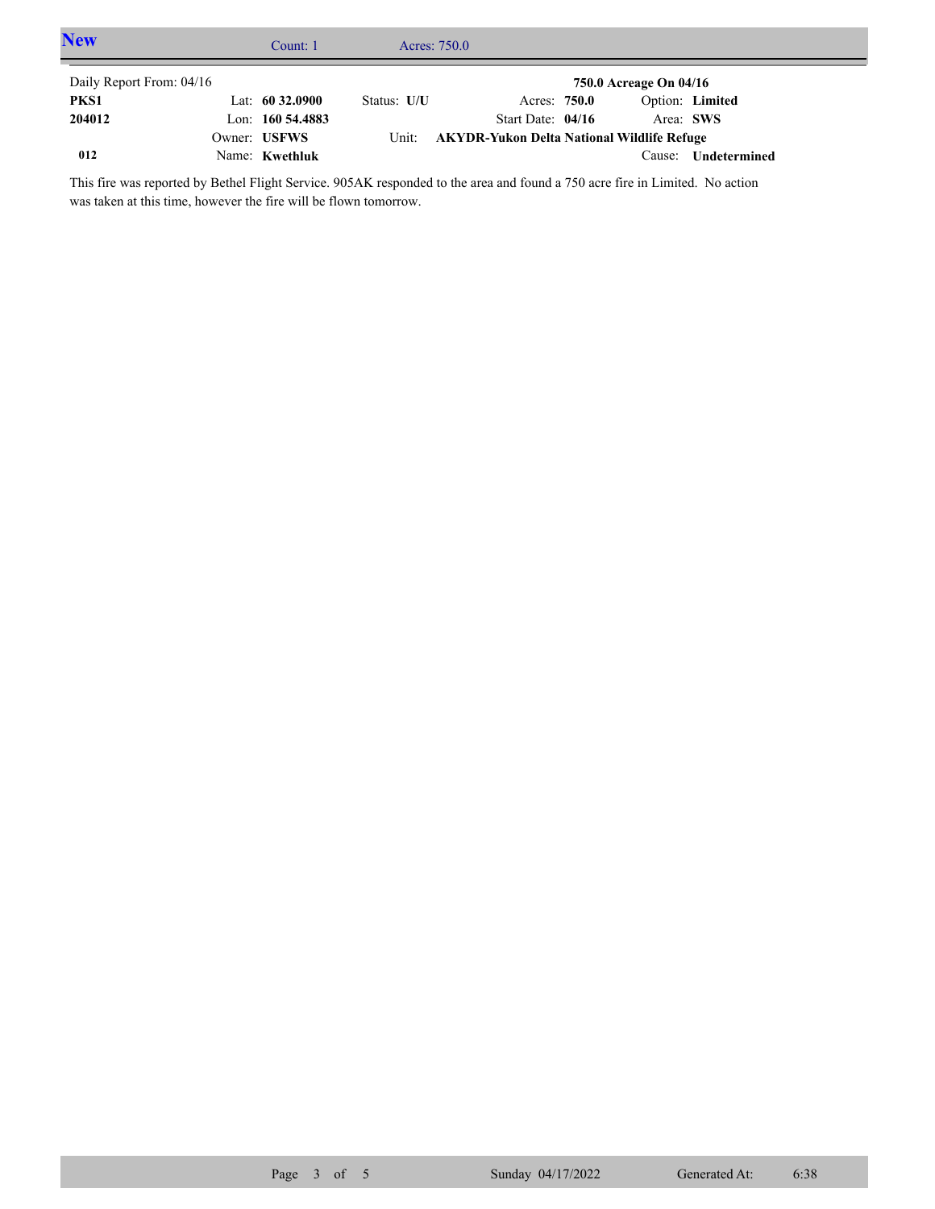## New

Count: 1 Acres: 750.0

| Daily Report From: 04/16 | | | | 750.0 Acreage On 04/16 |
|---|---|---|---|---|
| **PKS1** | Lat: **60 32.0900** | Status: **U/U** | Acres: **750.0** | Option: **Limited** |
| **204012** | Lon: **160 54.4883** | | Start Date: **04/16** | Area: **SWS** |
| | Owner: **USFWS** | Unit: | **AKYDR-Yukon Delta National Wildlife Refuge** | |
| **012** | Name: **Kwethluk** | | | Cause: **Undetermined** |

This fire was reported by Bethel Flight Service. 905AK responded to the area and found a 750 acre fire in Limited. No action was taken at this time, however the fire will be flown tomorrow.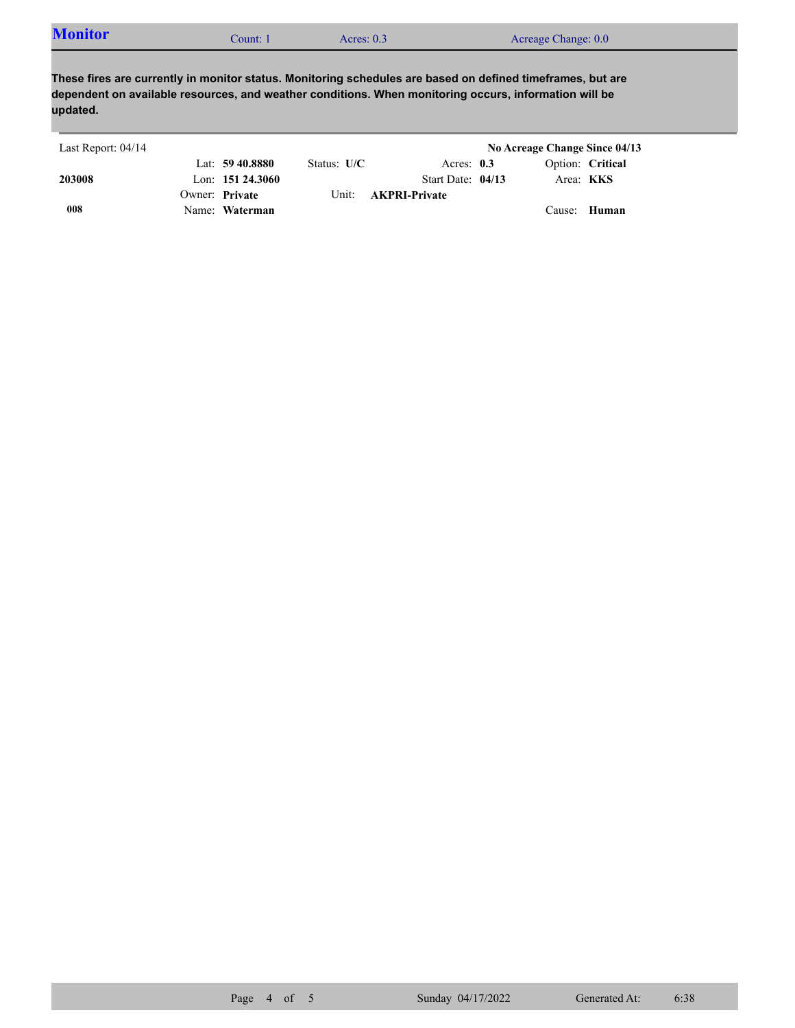## Monitor

Count: 1 Acres: 0.3 Acreage Change: 0.0

**These fires are currently in monitor status. Monitoring schedules are based on defined timeframes, but are dependent on available resources, and weather conditions. When monitoring occurs, information will be updated.**

Last Report: 04/14

**No Acreage Change Since 04/13**

| | | | | |
|---|---|---|---|---|
| **203008** | Lat: **59 40.8880** | Status: **U/C** | Acres: **0.3** | Option: **Critical** |
| | Lon: **151 24.3060** | | Start Date: **04/13** | Area: **KKS** |
| | Owner: **Private** | Unit: **AKPRI-Private** | | |
| **008** | Name: **Waterman** | | | Cause: **Human** |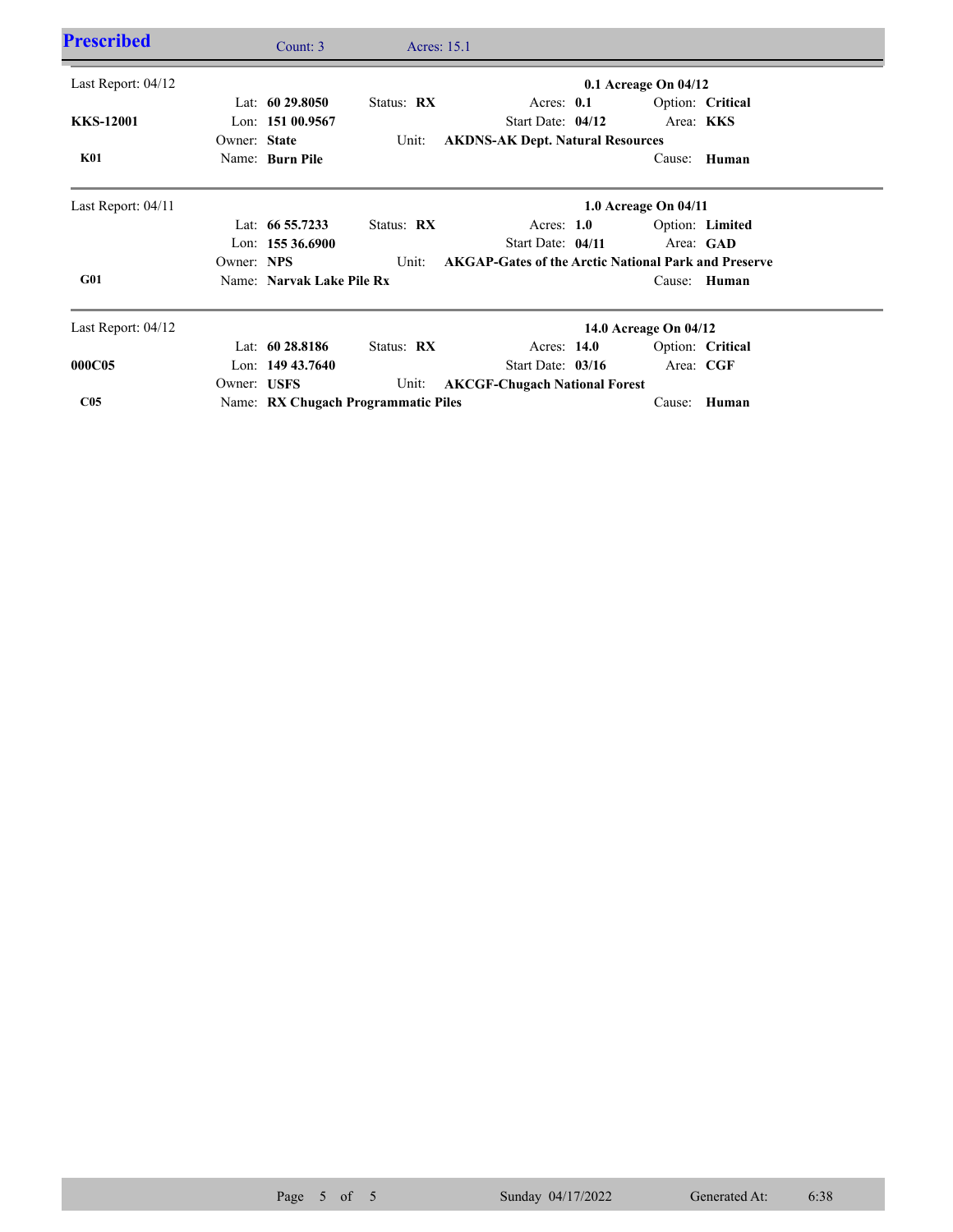# Prescribed

Count: 3 Acres: 15.1

---

Last Report: 04/12

**0.1 Acreage On 04/12**

**KKS-12001**

**K01**

Lat: **60 29.8050** Status: **RX** Acres: **0.1** Option: **Critical**

Lon: **151 00.9567** Start Date: **04/12** Area: **KKS**

Owner: **State** Unit: **AKDNS-AK Dept. Natural Resources**

Name: **Burn Pile** Cause: **Human**

---

Last Report: 04/11

**1.0 Acreage On 04/11**

**G01**

Lat: **66 55.7233** Status: **RX** Acres: **1.0** Option: **Limited**

Lon: **155 36.6900** Start Date: **04/11** Area: **GAD**

Owner: **NPS** Unit: **AKGAP-Gates of the Arctic National Park and Preserve**

Name: **Narvak Lake Pile Rx** Cause: **Human**

---

Last Report: 04/12

**14.0 Acreage On 04/12**

**000C05**

**C05**

Lat: **60 28.8186** Status: **RX** Acres: **14.0** Option: **Critical**

Lon: **149 43.7640** Start Date: **03/16** Area: **CGF**

Owner: **USFS** Unit: **AKCGF-Chugach National Forest**

Name: **RX Chugach Programmatic Piles** Cause: **Human**

Sunday 04/17/2022 Generated At: 6:38